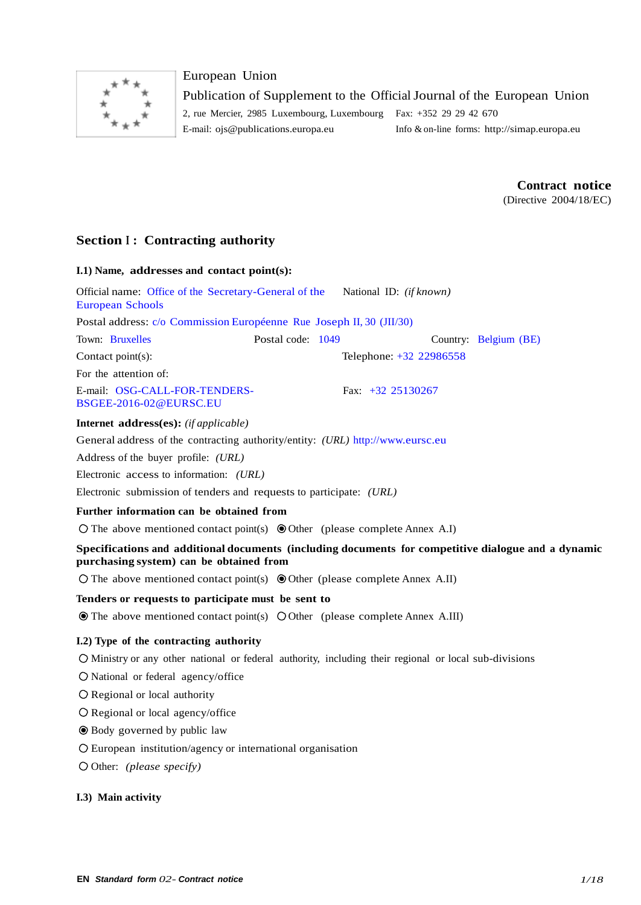European Union

Publication of Supplement to the Official Journal of the European Union

2, rue Mercier, 2985 Luxembourg, Luxembourg    Fax: +352 29 29 42 670

E-mail: ojs@publications.europa.eu    Info & on-line forms: http://simap.europa.eu

**Contract notice**

(Directive 2004/18/EC)

## Section I : Contracting authority

### I.1) Name, addresses and contact point(s):

Official name: Office of the Secretary-General of the European Schools    National ID: *(if known)*

Postal address: c/o Commission Européenne Rue Joseph II, 30 (JII/30)

Town: Bruxelles    Postal code: 1049    Country: Belgium (BE)

Contact point(s):    Telephone: +32 22986558

For the attention of:

E-mail: OSG-CALL-FOR-TENDERS-BSGEE-2016-02@EURSC.EU    Fax: +32 25130267

**Internet address(es):** *(if applicable)*

General address of the contracting authority/entity: *(URL)* http://www.eursc.eu

Address of the buyer profile: *(URL)*

Electronic access to information: *(URL)*

Electronic submission of tenders and requests to participate: *(URL)*

**Further information can be obtained from**

○ The above mentioned contact point(s) ◉ Other (please complete Annex A.I)

**Specifications and additional documents (including documents for competitive dialogue and a dynamic purchasing system) can be obtained from**

○ The above mentioned contact point(s) ◉ Other (please complete Annex A.II)

**Tenders or requests to participate must be sent to**

◉ The above mentioned contact point(s) ○ Other (please complete Annex A.III)

### I.2) Type of the contracting authority

○ Ministry or any other national or federal authority, including their regional or local sub-divisions

○ National or federal agency/office

○ Regional or local authority

○ Regional or local agency/office

◉ Body governed by public law

○ European institution/agency or international organisation

○ Other: *(please specify)*

### I.3) Main activity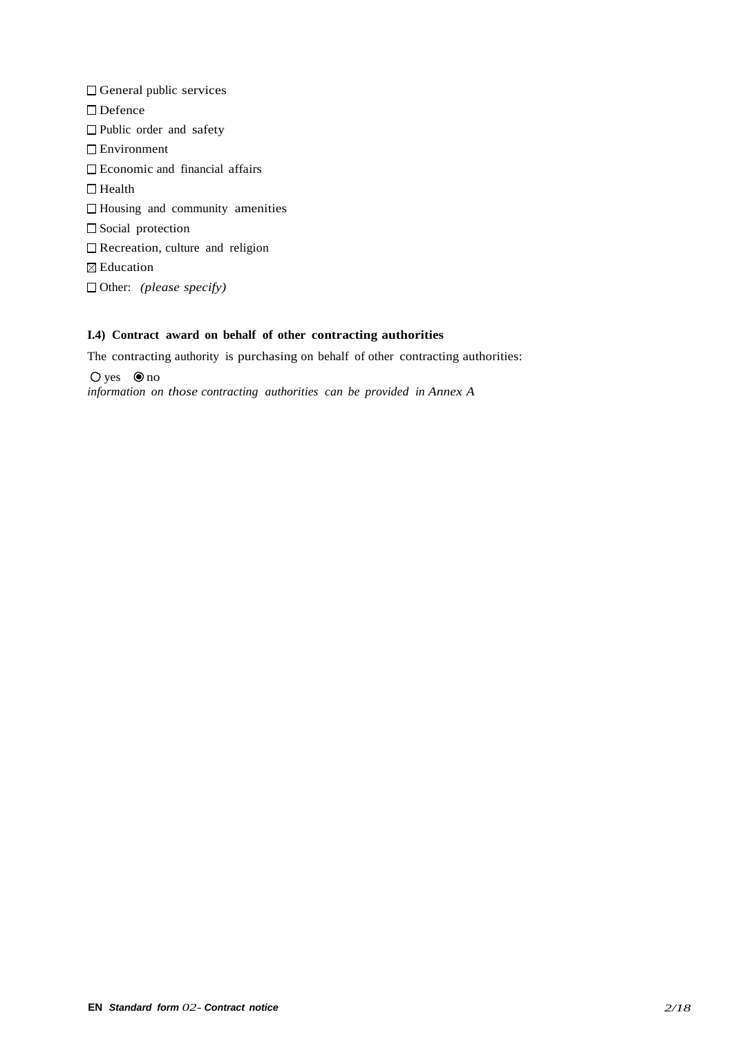- ☐ General public services
- ☐ Defence
- ☐ Public order and safety
- ☐ Environment
- ☐ Economic and financial affairs
- ☐ Health
- ☐ Housing and community amenities
- ☐ Social protection
- ☐ Recreation, culture and religion
- ☒ Education
- ☐ Other: *(please specify)*

**I.4) Contract award on behalf of other contracting authorities**

The contracting authority is purchasing on behalf of other contracting authorities:

○ yes ◉ no
*information on those contracting authorities can be provided in Annex A*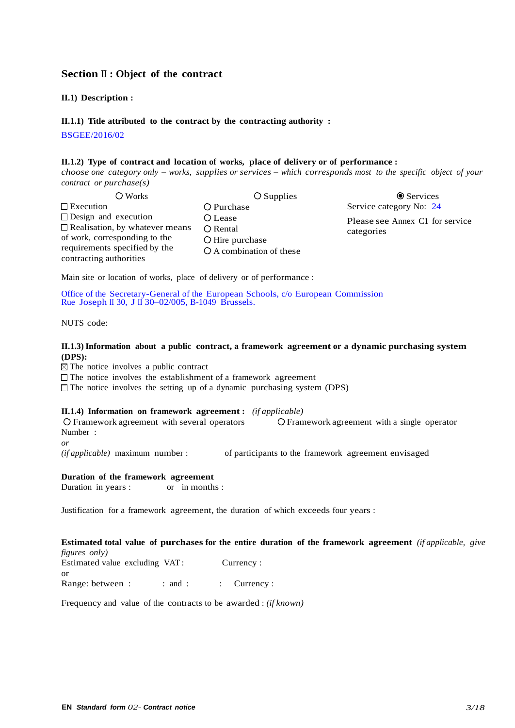## Section II : Object of the contract

### II.1) Description :

#### II.1.1) Title attributed to the contract by the contracting authority :

BSGEE/2016/02

#### II.1.2) Type of contract and location of works, place of delivery or of performance :

*choose one category only – works, supplies or services – which corresponds most to the specific object of your contract or purchase(s)*

| ○ Works | ○ Supplies | ◉ Services |
|---|---|---|
| ☐ Execution<br>☐ Design and execution<br>☐ Realisation, by whatever means of work, corresponding to the requirements specified by the contracting authorities | ○ Purchase<br>○ Lease<br>○ Rental<br>○ Hire purchase<br>○ A combination of these | Service category No: 24<br>Please see Annex C1 for service categories |

Main site or location of works, place of delivery or of performance :

Office of the Secretary-General of the European Schools, c/o European Commission
Rue Joseph II 30, J II 30–02/005, B-1049 Brussels.

NUTS code:

#### II.1.3) Information about a public contract, a framework agreement or a dynamic purchasing system (DPS):

☒ The notice involves a public contract
☐ The notice involves the establishment of a framework agreement
☐ The notice involves the setting up of a dynamic purchasing system (DPS)

#### II.1.4) Information on framework agreement : *(if applicable)*

○ Framework agreement with several operators ○ Framework agreement with a single operator

Number :

*or*

*(if applicable)* maximum number : of participants to the framework agreement envisaged

**Duration of the framework agreement**

Duration in years : or in months :

Justification for a framework agreement, the duration of which exceeds four years :

**Estimated total value of purchases for the entire duration of the framework agreement** *(if applicable, give figures only)*

Estimated value excluding VAT : Currency :

or

Range: between : : and : : Currency :

Frequency and value of the contracts to be awarded : *(if known)*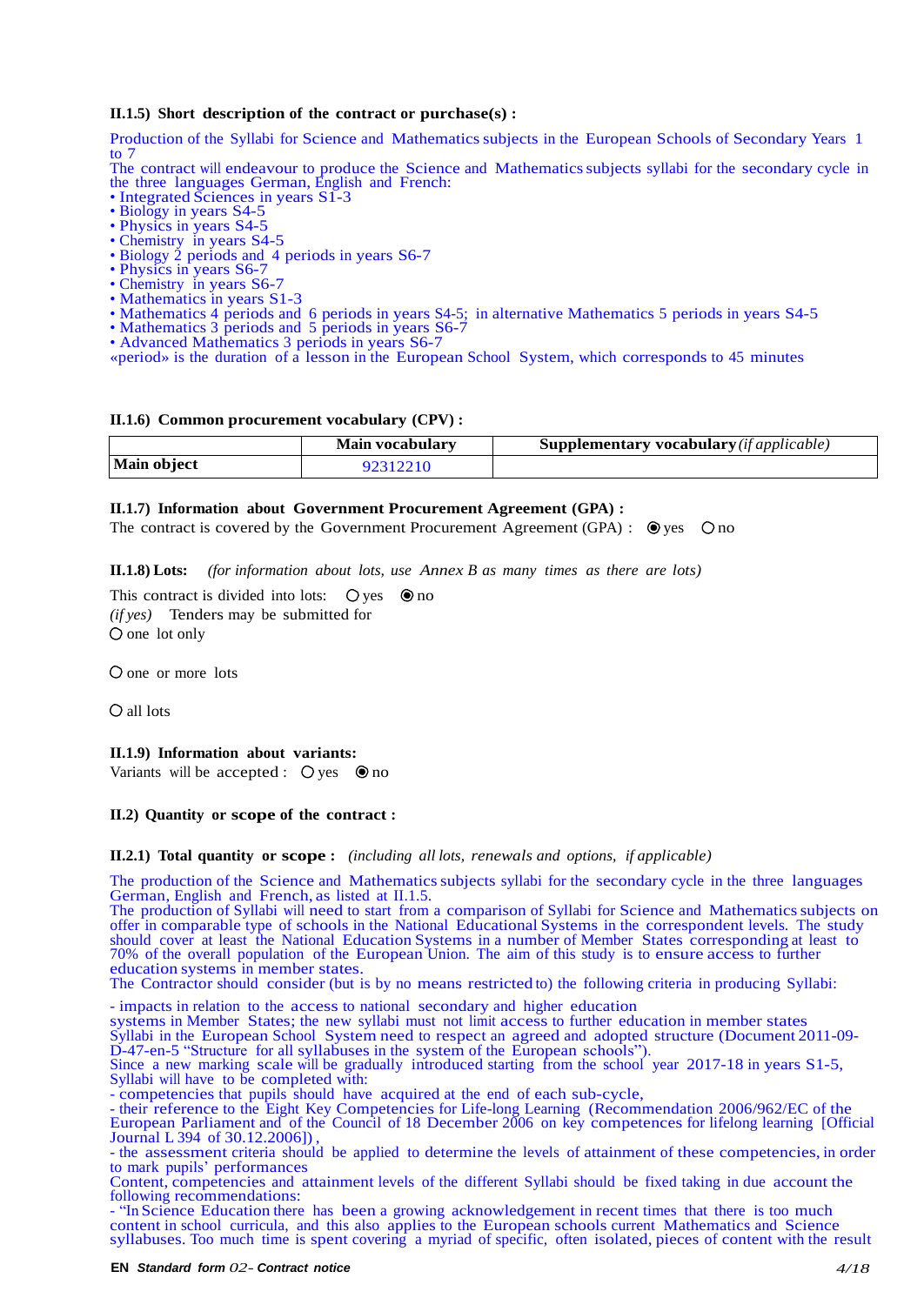**II.1.5) Short description of the contract or purchase(s) :**

Production of the Syllabi for Science and Mathematics subjects in the European Schools of Secondary Years 1 to 7

The contract will endeavour to produce the Science and Mathematics subjects syllabi for the secondary cycle in the three languages German, English and French:

- Integrated Sciences in years S1-3
- Biology in years S4-5
- Physics in years S4-5
- Chemistry in years S4-5
- Biology 2 periods and 4 periods in years S6-7
- Physics in years S6-7
- Chemistry in years S6-7
- Mathematics in years S1-3
- Mathematics 4 periods and 6 periods in years S4-5; in alternative Mathematics 5 periods in years S4-5
- Mathematics 3 periods and 5 periods in years S6-7
- Advanced Mathematics 3 periods in years S6-7

«period» is the duration of a lesson in the European School System, which corresponds to 45 minutes

**II.1.6) Common procurement vocabulary (CPV) :**

| | Main vocabulary | Supplementary vocabulary *(if applicable)* |
|---|---|---|
| **Main object** | 92312210 | |

**II.1.7) Information about Government Procurement Agreement (GPA) :**

The contract is covered by the Government Procurement Agreement (GPA) : ◉ yes ○ no

**II.1.8) Lots:** *(for information about lots, use Annex B as many times as there are lots)*

This contract is divided into lots: ○ yes ◉ no

*(if yes)* Tenders may be submitted for

○ one lot only

○ one or more lots

○ all lots

**II.1.9) Information about variants:**

Variants will be accepted : ○ yes ◉ no

**II.2) Quantity or scope of the contract :**

**II.2.1) Total quantity or scope :** *(including all lots, renewals and options, if applicable)*

The production of the Science and Mathematics subjects syllabi for the secondary cycle in the three languages German, English and French, as listed at II.1.5.

The production of Syllabi will need to start from a comparison of Syllabi for Science and Mathematics subjects on offer in comparable type of schools in the National Educational Systems in the correspondent levels. The study should cover at least the National Education Systems in a number of Member States corresponding at least to 70% of the overall population of the European Union. The aim of this study is to ensure access to further education systems in member states.

The Contractor should consider (but is by no means restricted to) the following criteria in producing Syllabi:

- impacts in relation to the access to national secondary and higher education systems in Member States; the new syllabi must not limit access to further education in member states

Syllabi in the European School System need to respect an agreed and adopted structure (Document 2011-09-D-47-en-5 “Structure for all syllabuses in the system of the European schools”).

Since a new marking scale will be gradually introduced starting from the school year 2017-18 in years S1-5, Syllabi will have to be completed with:

- competencies that pupils should have acquired at the end of each sub-cycle,
- their reference to the Eight Key Competencies for Life-long Learning (Recommendation 2006/962/EC of the European Parliament and of the Council of 18 December 2006 on key competences for lifelong learning [Official Journal L 394 of 30.12.2006]) ,
- the assessment criteria should be applied to determine the levels of attainment of these competencies, in order to mark pupils’ performances

Content, competencies and attainment levels of the different Syllabi should be fixed taking in due account the following recommendations:

- “In Science Education there has been a growing acknowledgement in recent times that there is too much content in school curricula, and this also applies to the European schools current Mathematics and Science syllabuses. Too much time is spent covering a myriad of specific, often isolated, pieces of content with the result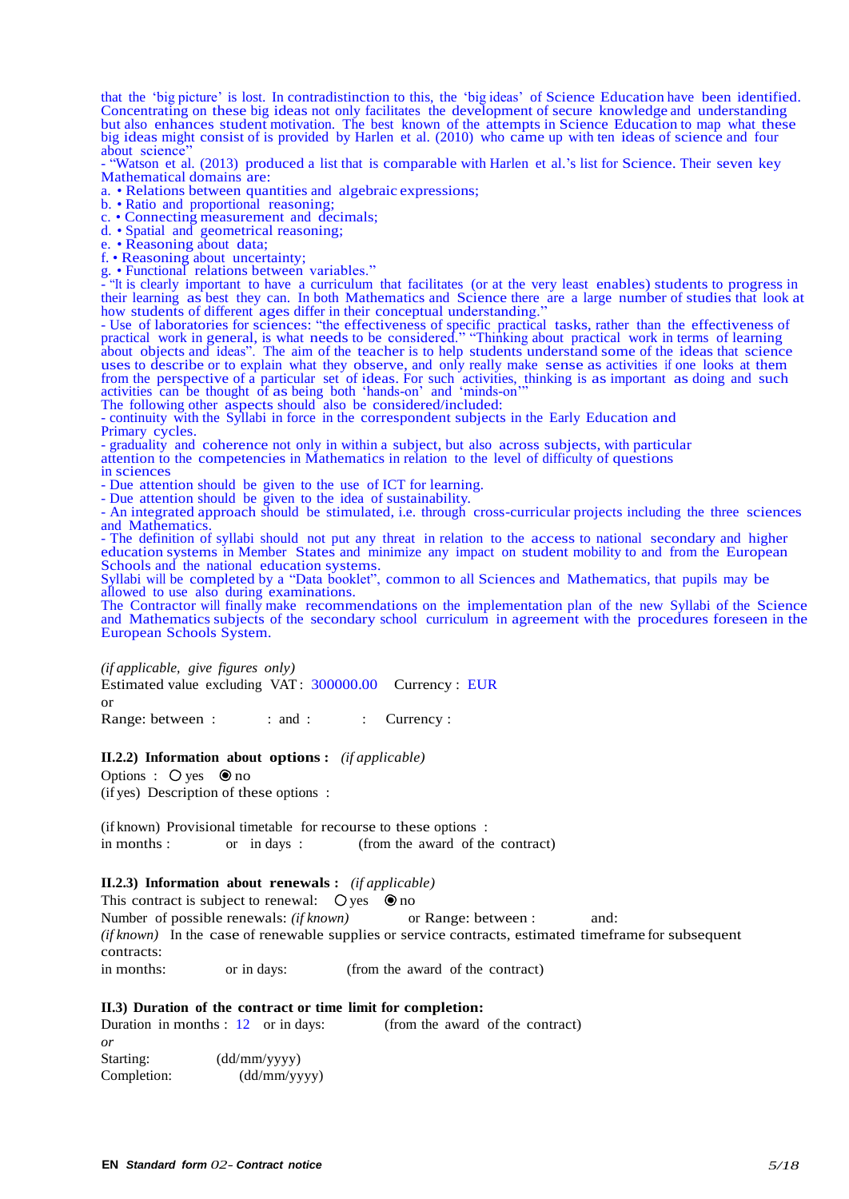that the 'big picture' is lost. In contradistinction to this, the 'big ideas' of Science Education have been identified. Concentrating on these big ideas not only facilitates the development of secure knowledge and understanding but also enhances student motivation. The best known of the attempts in Science Education to map what these big ideas might consist of is provided by Harlen et al. (2010) who came up with ten ideas of science and four about science"

- "Watson et al. (2013) produced a list that is comparable with Harlen et al.'s list for Science. Their seven key Mathematical domains are:

a. • Relations between quantities and algebraic expressions;
b. • Ratio and proportional reasoning;
c. • Connecting measurement and decimals;
d. • Spatial and geometrical reasoning;
e. • Reasoning about data;
f. • Reasoning about uncertainty;
g. • Functional relations between variables."

- "It is clearly important to have a curriculum that facilitates (or at the very least enables) students to progress in their learning as best they can. In both Mathematics and Science there are a large number of studies that look at how students of different ages differ in their conceptual understanding."
- Use of laboratories for sciences: "the effectiveness of specific practical tasks, rather than the effectiveness of practical work in general, is what needs to be considered." "Thinking about practical work in terms of learning about objects and ideas". The aim of the teacher is to help students understand some of the ideas that science uses to describe or to explain what they observe, and only really make sense as activities if one looks at them from the perspective of a particular set of ideas. For such activities, thinking is as important as doing and such activities can be thought of as being both 'hands-on' and 'minds-on'"

The following other aspects should also be considered/included:

- continuity with the Syllabi in force in the correspondent subjects in the Early Education and Primary cycles.
- graduality and coherence not only in within a subject, but also across subjects, with particular attention to the competencies in Mathematics in relation to the level of difficulty of questions in sciences
- Due attention should be given to the use of ICT for learning.
- Due attention should be given to the idea of sustainability.
- An integrated approach should be stimulated, i.e. through cross-curricular projects including the three sciences and Mathematics.
- The definition of syllabi should not put any threat in relation to the access to national secondary and higher education systems in Member States and minimize any impact on student mobility to and from the European Schools and the national education systems.

Syllabi will be completed by a "Data booklet", common to all Sciences and Mathematics, that pupils may be allowed to use also during examinations.

The Contractor will finally make recommendations on the implementation plan of the new Syllabi of the Science and Mathematics subjects of the secondary school curriculum in agreement with the procedures foreseen in the European Schools System.

*(if applicable, give figures only)*
Estimated value excluding VAT : 300000.00 Currency : EUR
or
Range: between : : and : : Currency :

**II.2.2) Information about options :** *(if applicable)*

Options : ○ yes ◉ no
(if yes) Description of these options :

(if known) Provisional timetable for recourse to these options :
in months : or in days : (from the award of the contract)

**II.2.3) Information about renewals :** *(if applicable)*

This contract is subject to renewal: ○ yes ◉ no
Number of possible renewals: *(if known)* or Range: between : and:
*(if known)* In the case of renewable supplies or service contracts, estimated timeframe for subsequent contracts:
in months: or in days: (from the award of the contract)

**II.3) Duration of the contract or time limit for completion:**

Duration in months : 12 or in days: (from the award of the contract)
*or*
Starting: (dd/mm/yyyy)
Completion: (dd/mm/yyyy)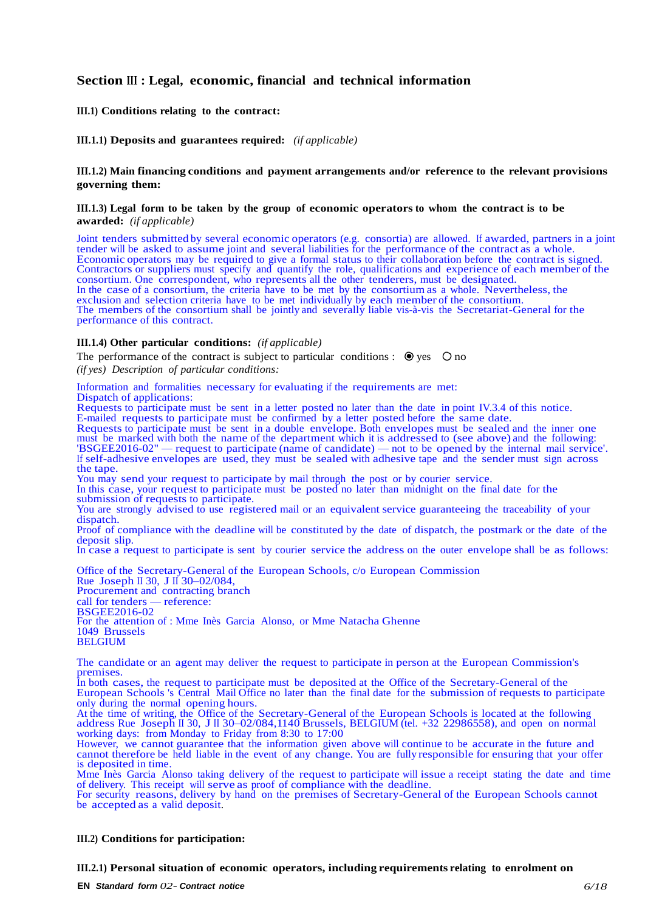## Section III : Legal, economic, financial and technical information

### III.1) Conditions relating to the contract:

**III.1.1) Deposits and guarantees required:** *(if applicable)*

**III.1.2) Main financing conditions and payment arrangements and/or reference to the relevant provisions governing them:**

**III.1.3) Legal form to be taken by the group of economic operators to whom the contract is to be awarded:** *(if applicable)*

Joint tenders submitted by several economic operators (e.g. consortia) are allowed. If awarded, partners in a joint tender will be asked to assume joint and several liabilities for the performance of the contract as a whole.
Economic operators may be required to give a formal status to their collaboration before the contract is signed.
Contractors or suppliers must specify and quantify the role, qualifications and experience of each member of the consortium. One correspondent, who represents all the other tenderers, must be designated.
In the case of a consortium, the criteria have to be met by the consortium as a whole. Nevertheless, the exclusion and selection criteria have to be met individually by each member of the consortium.
The members of the consortium shall be jointly and severally liable vis-à-vis the Secretariat-General for the performance of this contract.

**III.1.4) Other particular conditions:** *(if applicable)*

The performance of the contract is subject to particular conditions : ◉ yes ○ no

*(if yes) Description of particular conditions:*

Information and formalities necessary for evaluating if the requirements are met:
Dispatch of applications:
Requests to participate must be sent in a letter posted no later than the date in point IV.3.4 of this notice.
E-mailed requests to participate must be confirmed by a letter posted before the same date.
Requests to participate must be sent in a double envelope. Both envelopes must be sealed and the inner one must be marked with both the name of the department which it is addressed to (see above) and the following: 'BSGEE2016-02" — request to participate (name of candidate) — not to be opened by the internal mail service'.
If self-adhesive envelopes are used, they must be sealed with adhesive tape and the sender must sign across the tape.
You may send your request to participate by mail through the post or by courier service.
In this case, your request to participate must be posted no later than midnight on the final date for the submission of requests to participate.
You are strongly advised to use registered mail or an equivalent service guaranteeing the traceability of your dispatch.
Proof of compliance with the deadline will be constituted by the date of dispatch, the postmark or the date of the deposit slip.
In case a request to participate is sent by courier service the address on the outer envelope shall be as follows:

Office of the Secretary-General of the European Schools, c/o European Commission
Rue Joseph II 30, J II 30–02/084,
Procurement and contracting branch
call for tenders — reference:
BSGEE2016-02
For the attention of : Mme Inès Garcia Alonso, or Mme Natacha Ghenne
1049 Brussels
BELGIUM

The candidate or an agent may deliver the request to participate in person at the European Commission's premises.
In both cases, the request to participate must be deposited at the Office of the Secretary-General of the European Schools 's Central Mail Office no later than the final date for the submission of requests to participate only during the normal opening hours.
At the time of writing, the Office of the Secretary-General of the European Schools is located at the following address Rue Joseph II 30, J II 30–02/084,1140 Brussels, BELGIUM (tel. +32 22986558), and open on normal working days: from Monday to Friday from 8:30 to 17:00
However, we cannot guarantee that the information given above will continue to be accurate in the future and cannot therefore be held liable in the event of any change. You are fully responsible for ensuring that your offer is deposited in time.
Mme Inès Garcia Alonso taking delivery of the request to participate will issue a receipt stating the date and time of delivery. This receipt will serve as proof of compliance with the deadline.
For security reasons, delivery by hand on the premises of Secretary-General of the European Schools cannot be accepted as a valid deposit.

### III.2) Conditions for participation:

**III.2.1) Personal situation of economic operators, including requirements relating to enrolment on**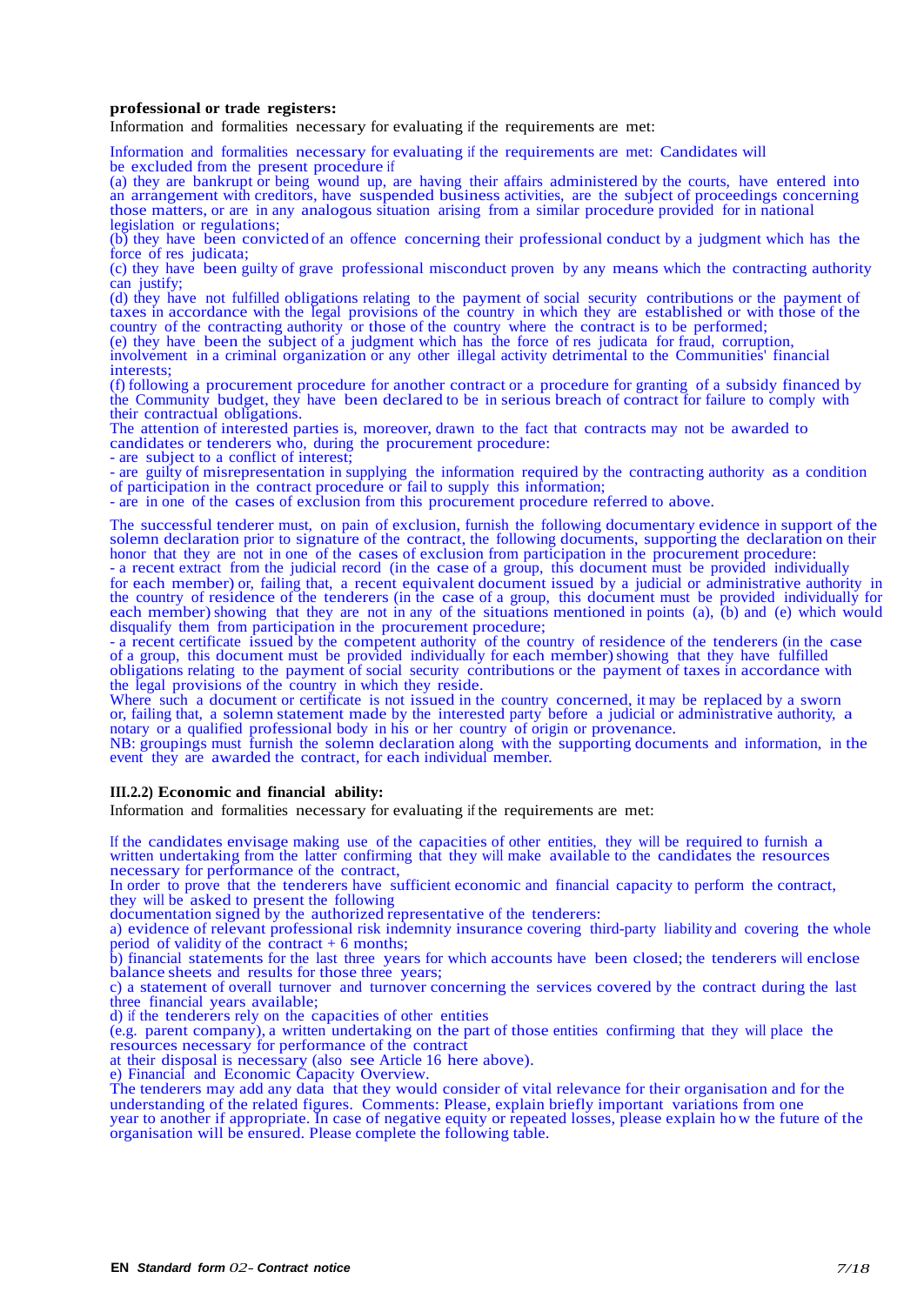**professional or trade registers:**

Information and formalities necessary for evaluating if the requirements are met:

Information and formalities necessary for evaluating if the requirements are met: Candidates will be excluded from the present procedure if

(a) they are bankrupt or being wound up, are having their affairs administered by the courts, have entered into an arrangement with creditors, have suspended business activities, are the subject of proceedings concerning those matters, or are in any analogous situation arising from a similar procedure provided for in national legislation or regulations;

(b) they have been convicted of an offence concerning their professional conduct by a judgment which has the force of res judicata;

(c) they have been guilty of grave professional misconduct proven by any means which the contracting authority can justify;

(d) they have not fulfilled obligations relating to the payment of social security contributions or the payment of taxes in accordance with the legal provisions of the country in which they are established or with those of the country of the contracting authority or those of the country where the contract is to be performed;

(e) they have been the subject of a judgment which has the force of res judicata for fraud, corruption, involvement in a criminal organization or any other illegal activity detrimental to the Communities' financial interests;

(f) following a procurement procedure for another contract or a procedure for granting of a subsidy financed by the Community budget, they have been declared to be in serious breach of contract for failure to comply with their contractual obligations.

The attention of interested parties is, moreover, drawn to the fact that contracts may not be awarded to candidates or tenderers who, during the procurement procedure:

- are subject to a conflict of interest;
- are guilty of misrepresentation in supplying the information required by the contracting authority as a condition of participation in the contract procedure or fail to supply this information;
- are in one of the cases of exclusion from this procurement procedure referred to above.

The successful tenderer must, on pain of exclusion, furnish the following documentary evidence in support of the solemn declaration prior to signature of the contract, the following documents, supporting the declaration on their honor that they are not in one of the cases of exclusion from participation in the procurement procedure:

- a recent extract from the judicial record (in the case of a group, this document must be provided individually for each member) or, failing that, a recent equivalent document issued by a judicial or administrative authority in the country of residence of the tenderers (in the case of a group, this document must be provided individually for each member) showing that they are not in any of the situations mentioned in points (a), (b) and (e) which would disqualify them from participation in the procurement procedure;
- a recent certificate issued by the competent authority of the country of residence of the tenderers (in the case of a group, this document must be provided individually for each member) showing that they have fulfilled obligations relating to the payment of social security contributions or the payment of taxes in accordance with the legal provisions of the country in which they reside.

Where such a document or certificate is not issued in the country concerned, it may be replaced by a sworn or, failing that, a solemn statement made by the interested party before a judicial or administrative authority, a notary or a qualified professional body in his or her country of origin or provenance.

NB: groupings must furnish the solemn declaration along with the supporting documents and information, in the event they are awarded the contract, for each individual member.

**III.2.2) Economic and financial ability:**

Information and formalities necessary for evaluating if the requirements are met:

If the candidates envisage making use of the capacities of other entities, they will be required to furnish a written undertaking from the latter confirming that they will make available to the candidates the resources necessary for performance of the contract,

In order to prove that the tenderers have sufficient economic and financial capacity to perform the contract, they will be asked to present the following documentation signed by the authorized representative of the tenderers:

a) evidence of relevant professional risk indemnity insurance covering third-party liability and covering the whole period of validity of the contract + 6 months;

b) financial statements for the last three years for which accounts have been closed; the tenderers will enclose balance sheets and results for those three years;

c) a statement of overall turnover and turnover concerning the services covered by the contract during the last three financial years available;

d) if the tenderers rely on the capacities of other entities (e.g. parent company), a written undertaking on the part of those entities confirming that they will place the resources necessary for performance of the contract at their disposal is necessary (also see Article 16 here above).

e) Financial and Economic Capacity Overview.

The tenderers may add any data that they would consider of vital relevance for their organisation and for the understanding of the related figures. Comments: Please, explain briefly important variations from one year to another if appropriate. In case of negative equity or repeated losses, please explain how the future of the organisation will be ensured. Please complete the following table.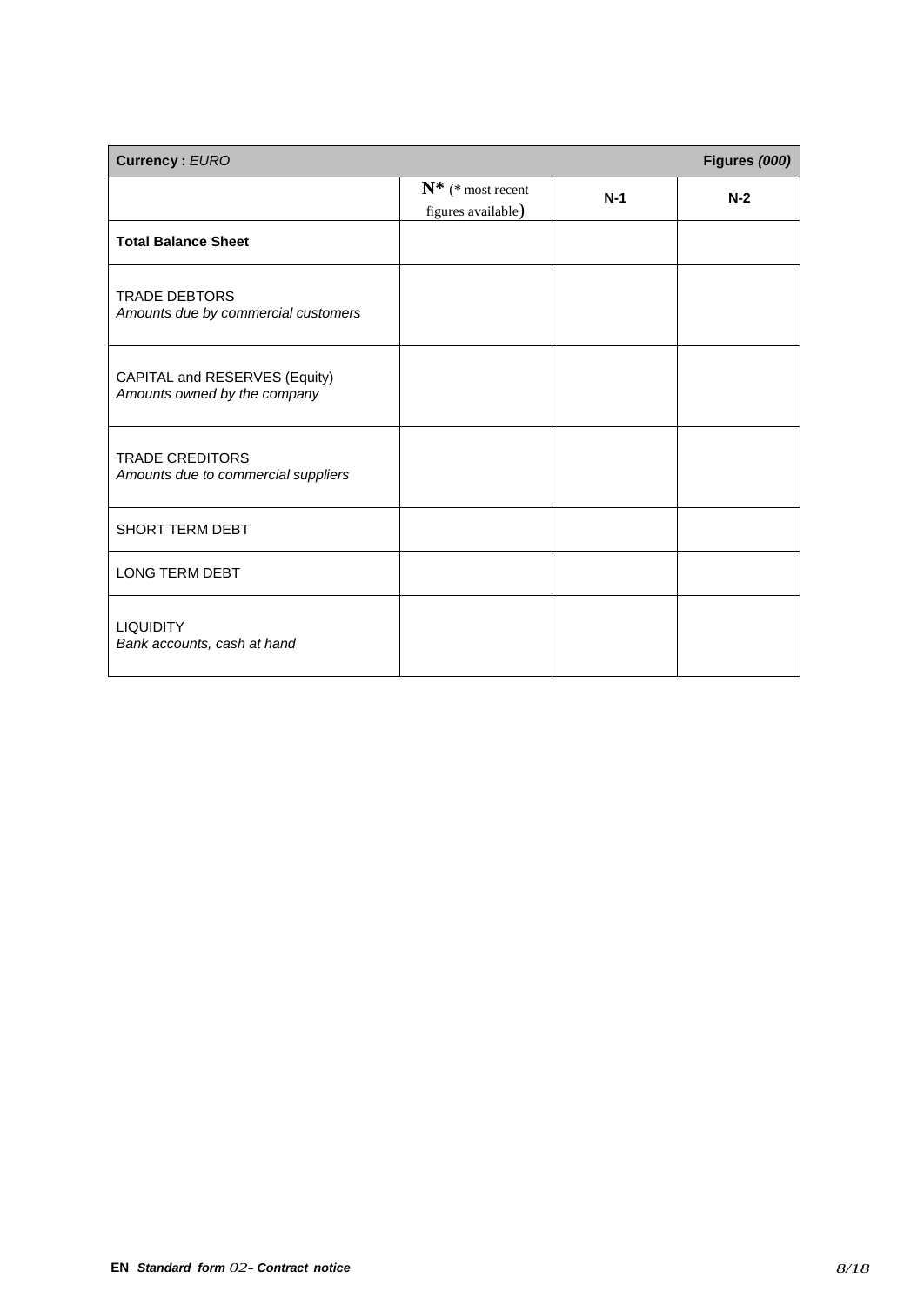| **Currency :** *EURO* | | | **Figures** ***(000)*** |
|---|---|---|---|
| | **N*** (* most recent figures available) | **N-1** | **N-2** |
| **Total Balance Sheet** | | | |
| TRADE DEBTORS<br>*Amounts due by commercial customers* | | | |
| CAPITAL and RESERVES (Equity)<br>*Amounts owned by the company* | | | |
| TRADE CREDITORS<br>*Amounts due to commercial suppliers* | | | |
| SHORT TERM DEBT | | | |
| LONG TERM DEBT | | | |
| LIQUIDITY<br>*Bank accounts, cash at hand* | | | |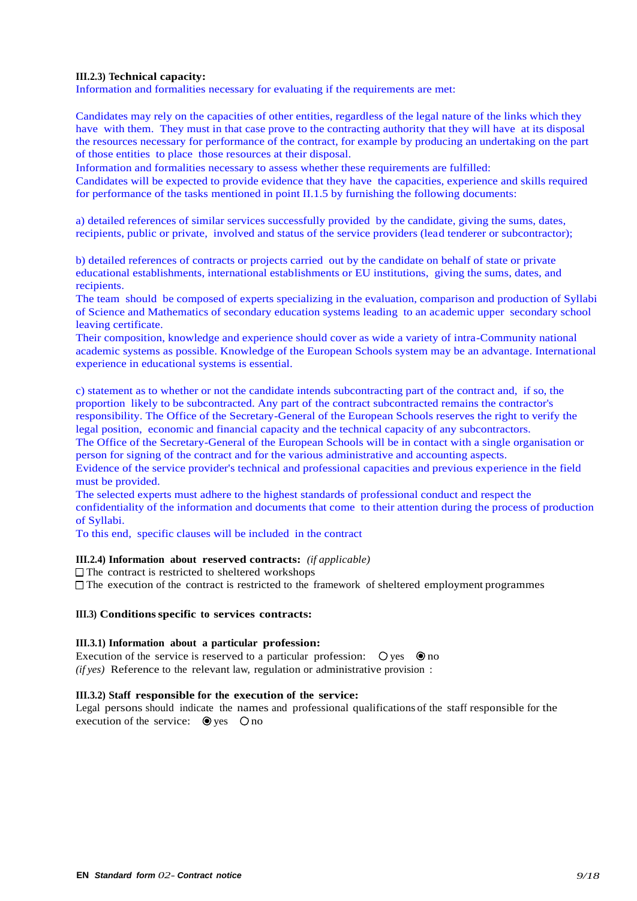**III.2.3) Technical capacity:**

Information and formalities necessary for evaluating if the requirements are met:

Candidates may rely on the capacities of other entities, regardless of the legal nature of the links which they have with them. They must in that case prove to the contracting authority that they will have at its disposal the resources necessary for performance of the contract, for example by producing an undertaking on the part of those entities to place those resources at their disposal.

Information and formalities necessary to assess whether these requirements are fulfilled:

Candidates will be expected to provide evidence that they have the capacities, experience and skills required for performance of the tasks mentioned in point II.1.5 by furnishing the following documents:

a) detailed references of similar services successfully provided by the candidate, giving the sums, dates, recipients, public or private, involved and status of the service providers (lead tenderer or subcontractor);

b) detailed references of contracts or projects carried out by the candidate on behalf of state or private educational establishments, international establishments or EU institutions, giving the sums, dates, and recipients.

The team should be composed of experts specializing in the evaluation, comparison and production of Syllabi of Science and Mathematics of secondary education systems leading to an academic upper secondary school leaving certificate.

Their composition, knowledge and experience should cover as wide a variety of intra-Community national academic systems as possible. Knowledge of the European Schools system may be an advantage. International experience in educational systems is essential.

c) statement as to whether or not the candidate intends subcontracting part of the contract and, if so, the proportion likely to be subcontracted. Any part of the contract subcontracted remains the contractor's responsibility. The Office of the Secretary-General of the European Schools reserves the right to verify the legal position, economic and financial capacity and the technical capacity of any subcontractors.

The Office of the Secretary-General of the European Schools will be in contact with a single organisation or person for signing of the contract and for the various administrative and accounting aspects.

Evidence of the service provider's technical and professional capacities and previous experience in the field must be provided.

The selected experts must adhere to the highest standards of professional conduct and respect the confidentiality of the information and documents that come to their attention during the process of production of Syllabi.

To this end, specific clauses will be included in the contract

**III.2.4) Information about reserved contracts:** *(if applicable)*

☐ The contract is restricted to sheltered workshops

☐ The execution of the contract is restricted to the framework of sheltered employment programmes

**III.3) Conditions specific to services contracts:**

**III.3.1) Information about a particular profession:**

Execution of the service is reserved to a particular profession: ○ yes ◉ no

*(if yes)* Reference to the relevant law, regulation or administrative provision :

**III.3.2) Staff responsible for the execution of the service:**

Legal persons should indicate the names and professional qualifications of the staff responsible for the execution of the service: ◉ yes ○ no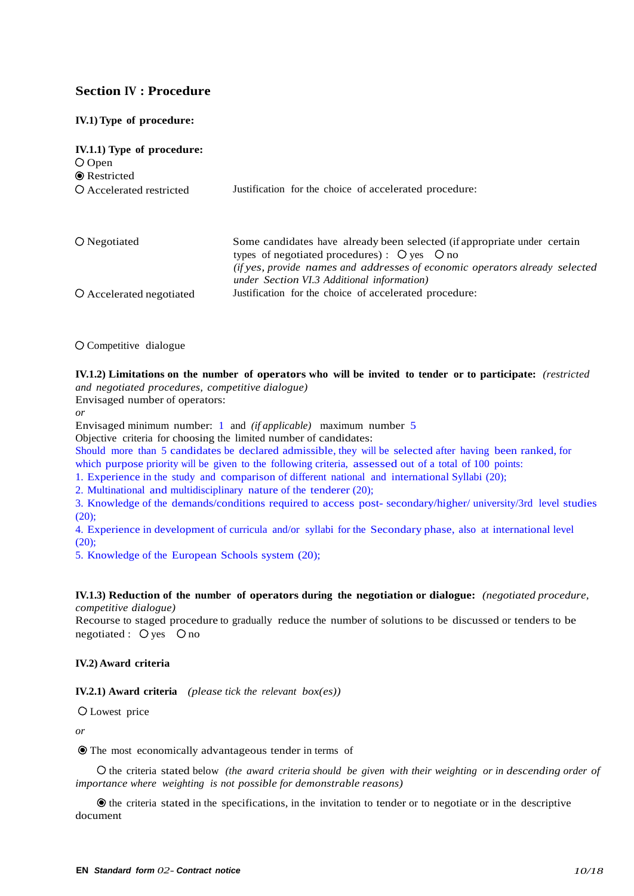## Section IV : Procedure

**IV.1) Type of procedure:**

**IV.1.1) Type of procedure:**

○ Open
◉ Restricted
○ Accelerated restricted — Justification for the choice of accelerated procedure:

○ Negotiated — Some candidates have already been selected (if appropriate under certain types of negotiated procedures) : ○ yes ○ no
*(if yes, provide names and addresses of economic operators already selected under Section VI.3 Additional information)*

○ Accelerated negotiated — Justification for the choice of accelerated procedure:

○ Competitive dialogue

**IV.1.2) Limitations on the number of operators who will be invited to tender or to participate:** *(restricted and negotiated procedures, competitive dialogue)*

Envisaged number of operators:

*or*

Envisaged minimum number: 1 and *(if applicable)* maximum number 5

Objective criteria for choosing the limited number of candidates:

Should more than 5 candidates be declared admissible, they will be selected after having been ranked, for which purpose priority will be given to the following criteria, assessed out of a total of 100 points:

1. Experience in the study and comparison of different national and international Syllabi (20);
2. Multinational and multidisciplinary nature of the tenderer (20);
3. Knowledge of the demands/conditions required to access post- secondary/higher/ university/3rd level studies (20);
4. Experience in development of curricula and/or syllabi for the Secondary phase, also at international level (20);
5. Knowledge of the European Schools system (20);

**IV.1.3) Reduction of the number of operators during the negotiation or dialogue:** *(negotiated procedure, competitive dialogue)*

Recourse to staged procedure to gradually reduce the number of solutions to be discussed or tenders to be negotiated : ○ yes ○ no

**IV.2) Award criteria**

**IV.2.1) Award criteria** *(please tick the relevant box(es))*

○ Lowest price

*or*

◉ The most economically advantageous tender in terms of

○ the criteria stated below *(the award criteria should be given with their weighting or in descending order of importance where weighting is not possible for demonstrable reasons)*

◉ the criteria stated in the specifications, in the invitation to tender or to negotiate or in the descriptive document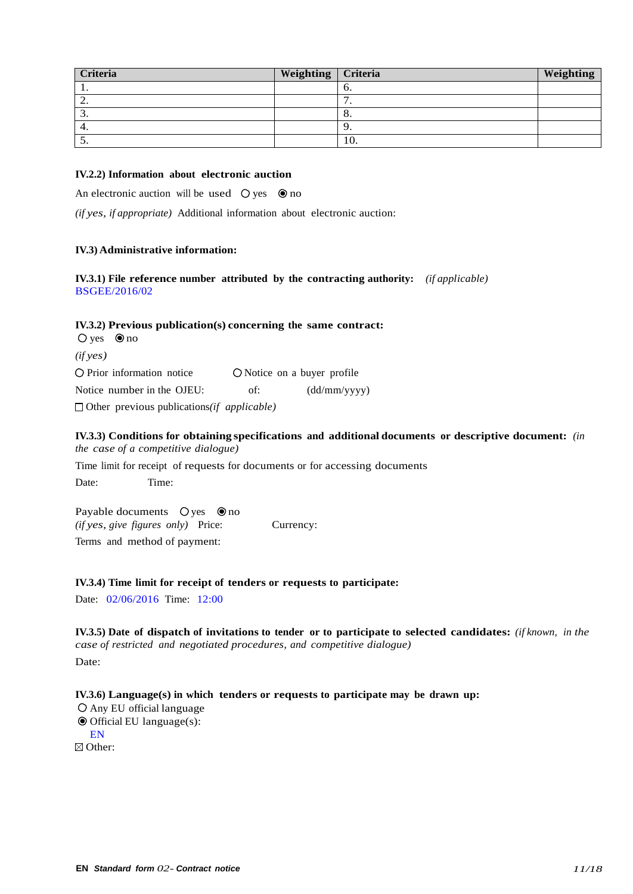| Criteria | Weighting | Criteria | Weighting |
|---|---|---|---|
| 1. | | 6. | |
| 2. | | 7. | |
| 3. | | 8. | |
| 4. | | 9. | |
| 5. | | 10. | |

**IV.2.2) Information about electronic auction**

An electronic auction will be used ○ yes ◉ no

*(if yes, if appropriate)* Additional information about electronic auction:

**IV.3) Administrative information:**

**IV.3.1) File reference number attributed by the contracting authority:** *(if applicable)*
BSGEE/2016/02

**IV.3.2) Previous publication(s) concerning the same contract:**
○ yes ◉ no

*(if yes)*

○ Prior information notice ○ Notice on a buyer profile

Notice number in the OJEU: of: (dd/mm/yyyy)

☐ Other previous publications*(if applicable)*

**IV.3.3) Conditions for obtaining specifications and additional documents or descriptive document:** *(in the case of a competitive dialogue)*

Time limit for receipt of requests for documents or for accessing documents

Date: Time:

Payable documents ○ yes ◉ no
*(if yes, give figures only)* Price: Currency:

Terms and method of payment:

**IV.3.4) Time limit for receipt of tenders or requests to participate:**

Date: 02/06/2016 Time: 12:00

**IV.3.5) Date of dispatch of invitations to tender or to participate to selected candidates:** *(if known, in the case of restricted and negotiated procedures, and competitive dialogue)*

Date:

**IV.3.6) Language(s) in which tenders or requests to participate may be drawn up:**
○ Any EU official language
◉ Official EU language(s):
EN
☒ Other: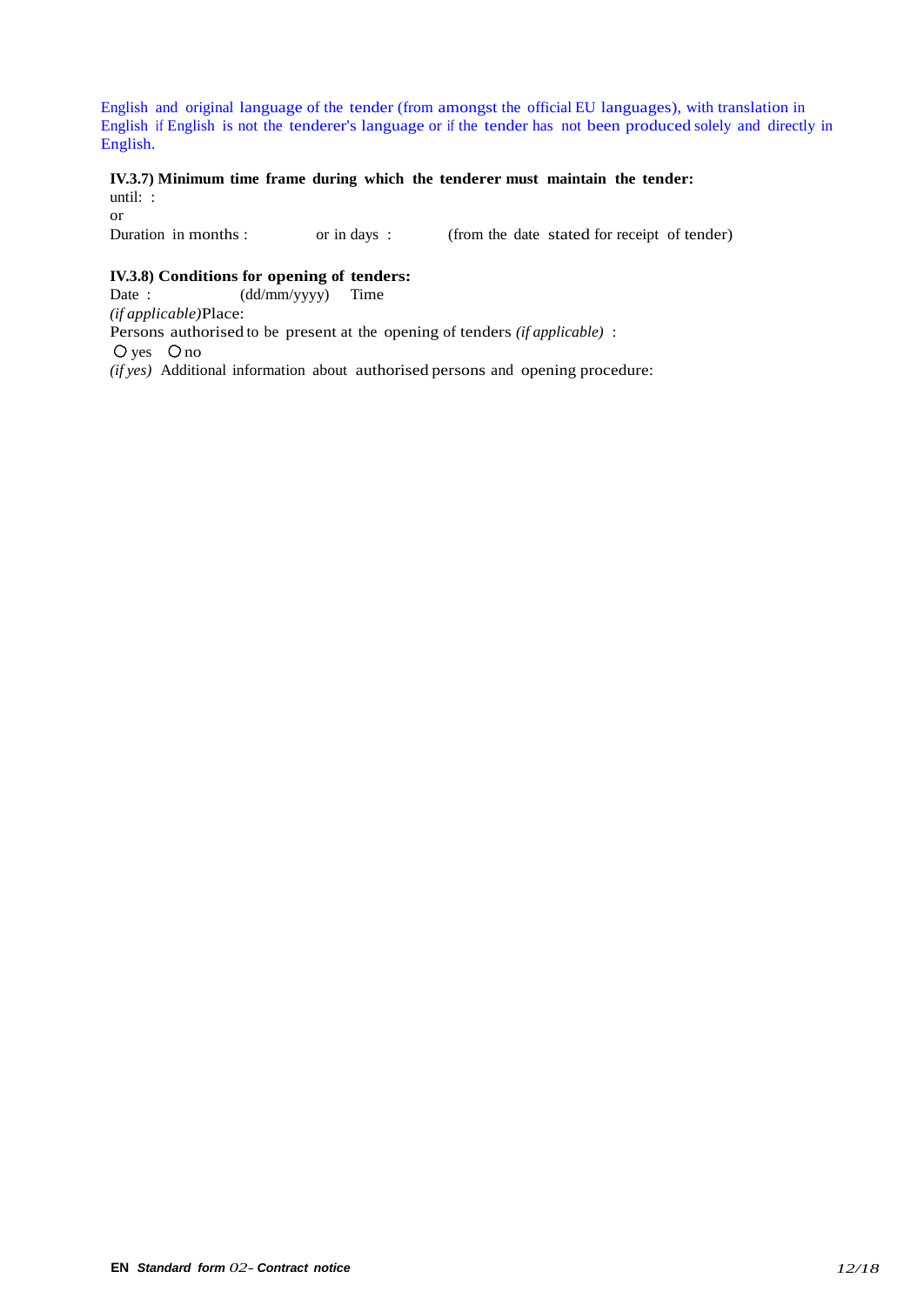English and original language of the tender (from amongst the official EU languages), with translation in English if English is not the tenderer's language or if the tender has not been produced solely and directly in English.

**IV.3.7) Minimum time frame during which the tenderer must maintain the tender:**

until: :

or

Duration in months : or in days : (from the date stated for receipt of tender)

**IV.3.8) Conditions for opening of tenders:**

Date : (dd/mm/yyyy) Time

*(if applicable)* Place:

Persons authorised to be present at the opening of tenders *(if applicable)* :

○ yes ○ no

*(if yes)* Additional information about authorised persons and opening procedure: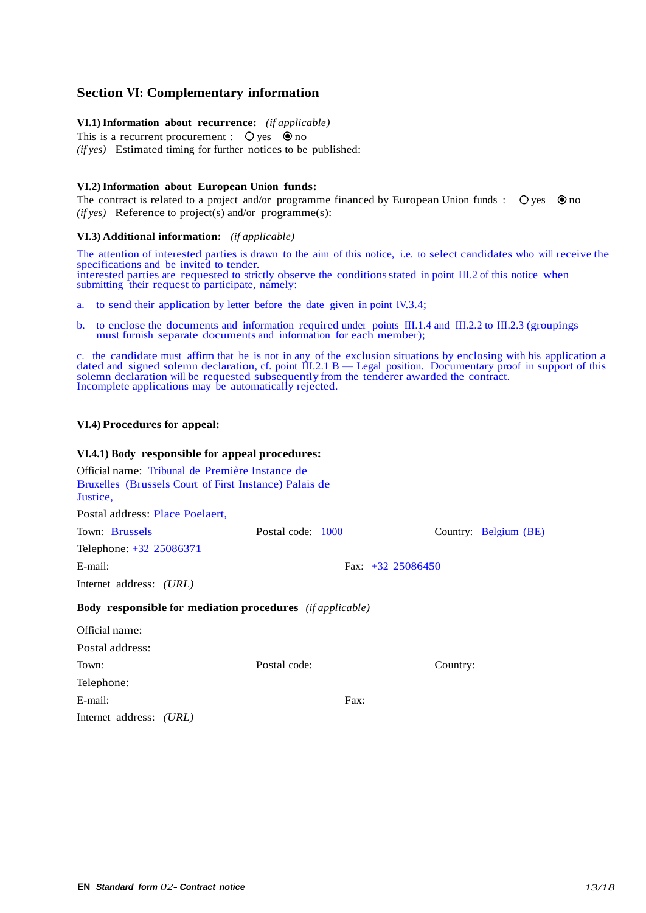## Section VI: Complementary information

**VI.1) Information about recurrence:** *(if applicable)*

This is a recurrent procurement : ○ yes ◉ no

*(if yes)* Estimated timing for further notices to be published:

**VI.2) Information about European Union funds:**

The contract is related to a project and/or programme financed by European Union funds : ○ yes ◉ no

*(if yes)* Reference to project(s) and/or programme(s):

**VI.3) Additional information:** *(if applicable)*

The attention of interested parties is drawn to the aim of this notice, i.e. to select candidates who will receive the specifications and be invited to tender.
interested parties are requested to strictly observe the conditions stated in point III.2 of this notice when submitting their request to participate, namely:

a. to send their application by letter before the date given in point IV.3.4;

b. to enclose the documents and information required under points III.1.4 and III.2.2 to III.2.3 (groupings must furnish separate documents and information for each member);

c. the candidate must affirm that he is not in any of the exclusion situations by enclosing with his application a dated and signed solemn declaration, cf. point III.2.1 B — Legal position. Documentary proof in support of this solemn declaration will be requested subsequently from the tenderer awarded the contract.
Incomplete applications may be automatically rejected.

**VI.4) Procedures for appeal:**

**VI.4.1) Body responsible for appeal procedures:**

Official name: Tribunal de Première Instance de Bruxelles (Brussels Court of First Instance) Palais de Justice,

Postal address: Place Poelaert,

Town: Brussels | Postal code: 1000 | Country: Belgium (BE)

Telephone: +32 25086371

E-mail: | Fax: +32 25086450

Internet address: *(URL)*

**Body responsible for mediation procedures** *(if applicable)*

Official name:

Postal address:

Town: | Postal code: | Country:

Telephone:

E-mail: | Fax:

Internet address: *(URL)*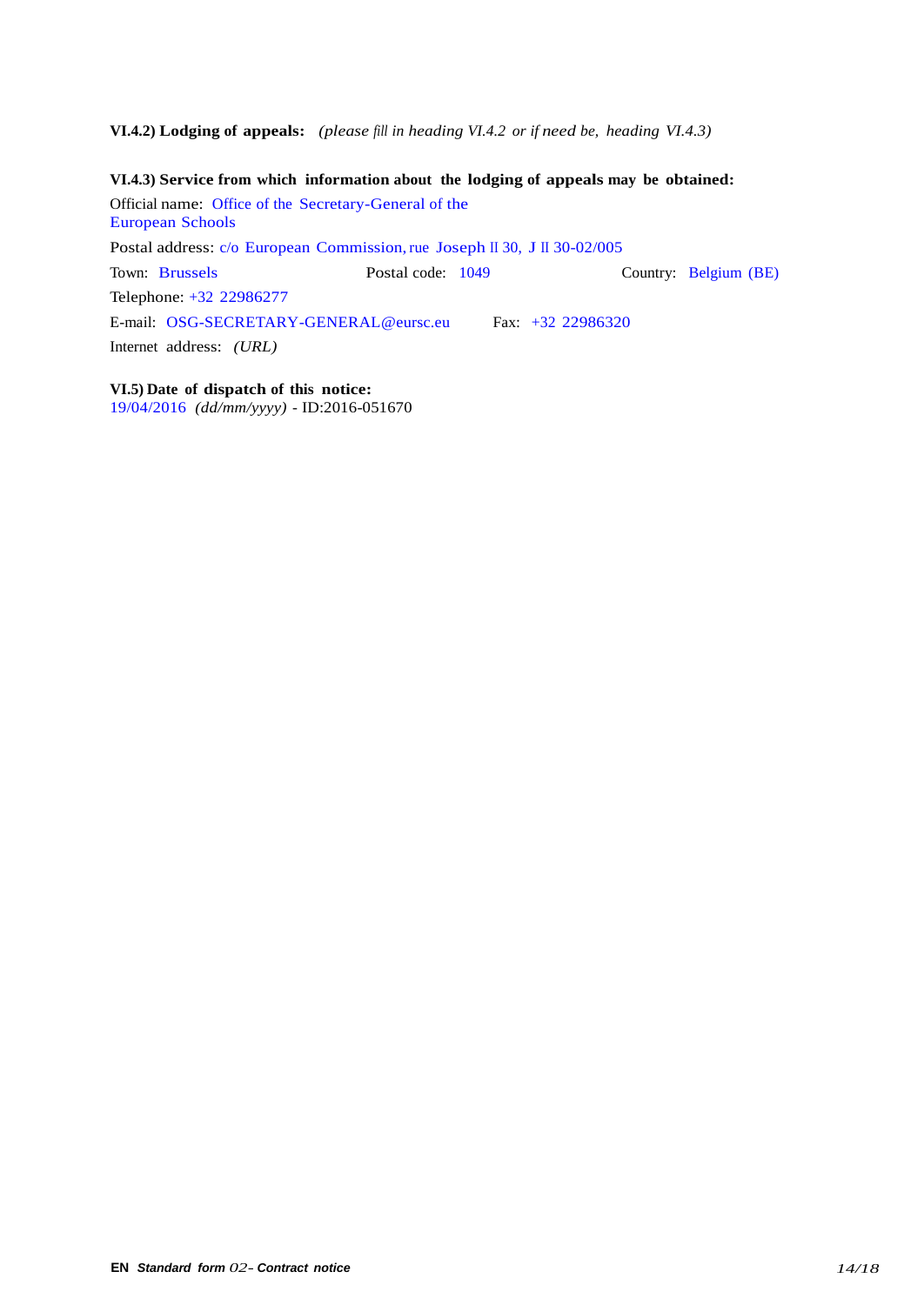**VI.4.2) Lodging of appeals:** *(please fill in heading VI.4.2 or if need be, heading VI.4.3)*

**VI.4.3) Service from which information about the lodging of appeals may be obtained:**

Official name: Office of the Secretary-General of the European Schools

Postal address: c/o European Commission, rue Joseph II 30, J II 30-02/005

Town: Brussels    Postal code: 1049    Country: Belgium (BE)

Telephone: +32 22986277

E-mail: OSG-SECRETARY-GENERAL@eursc.eu    Fax: +32 22986320

Internet address: *(URL)*

**VI.5) Date of dispatch of this notice:**
19/04/2016 *(dd/mm/yyyy)* - ID:2016-051670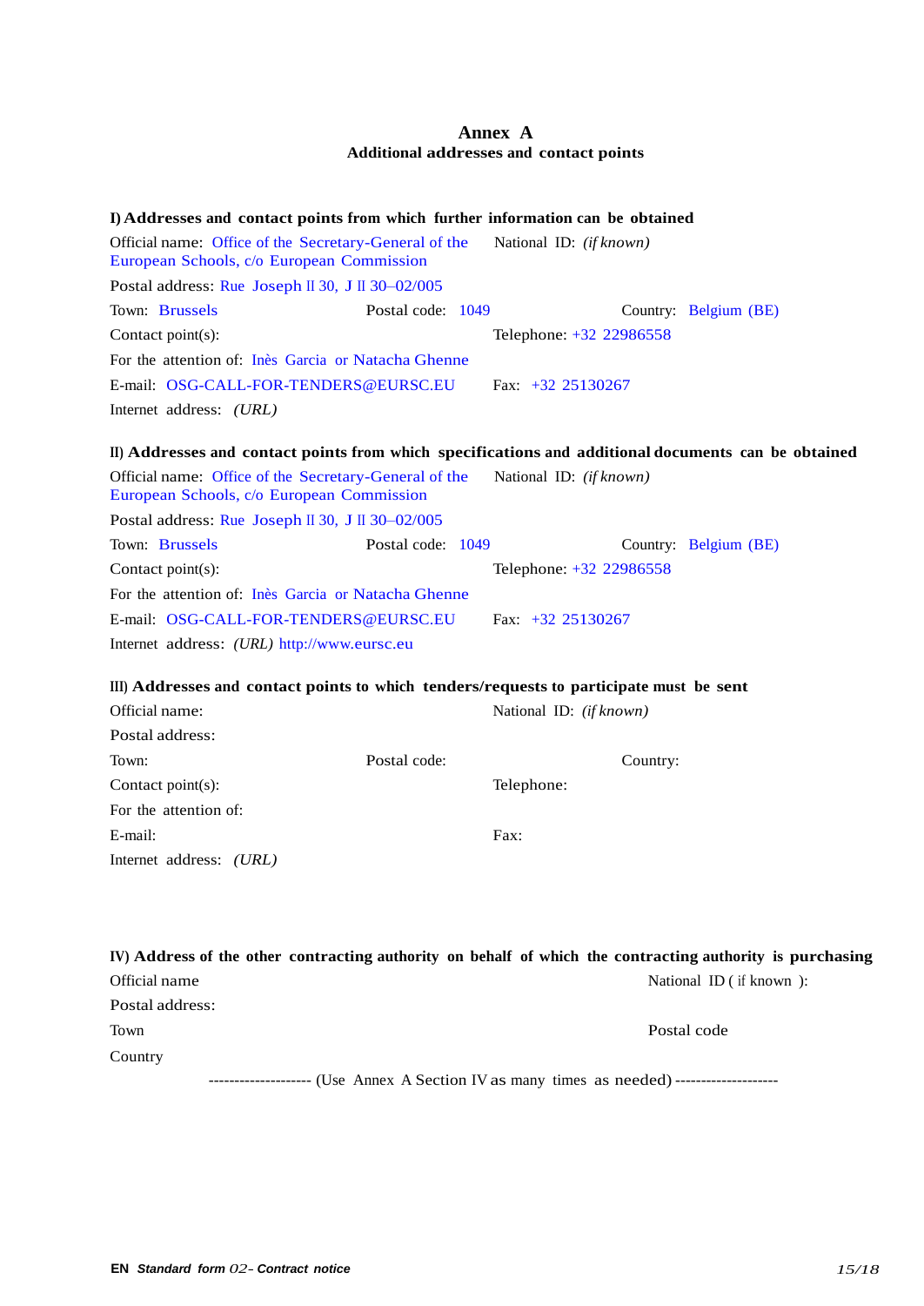# Annex A
## Additional addresses and contact points

### I) Addresses and contact points from which further information can be obtained

Official name: Office of the Secretary-General of the European Schools, c/o European Commission
National ID: *(if known)*
Postal address: Rue Joseph II 30, J II 30–02/005
Town: Brussels
Postal code: 1049
Country: Belgium (BE)
Contact point(s):
Telephone: +32 22986558
For the attention of: Inès Garcia or Natacha Ghenne
E-mail: OSG-CALL-FOR-TENDERS@EURSC.EU
Fax: +32 25130267
Internet address: *(URL)*

### II) Addresses and contact points from which specifications and additional documents can be obtained

Official name: Office of the Secretary-General of the European Schools, c/o European Commission
National ID: *(if known)*
Postal address: Rue Joseph II 30, J II 30–02/005
Town: Brussels
Postal code: 1049
Country: Belgium (BE)
Contact point(s):
Telephone: +32 22986558
For the attention of: Inès Garcia or Natacha Ghenne
E-mail: OSG-CALL-FOR-TENDERS@EURSC.EU
Fax: +32 25130267
Internet address: *(URL)* http://www.eursc.eu

### III) Addresses and contact points to which tenders/requests to participate must be sent

Official name:
National ID: *(if known)*
Postal address:
Town:
Postal code:
Country:
Contact point(s):
Telephone:
For the attention of:
E-mail:
Fax:
Internet address: *(URL)*

### IV) Address of the other contracting authority on behalf of which the contracting authority is purchasing

Official name
National ID ( if known ):
Postal address:
Town
Postal code
Country

-------------------- (Use Annex A Section IV as many times as needed) --------------------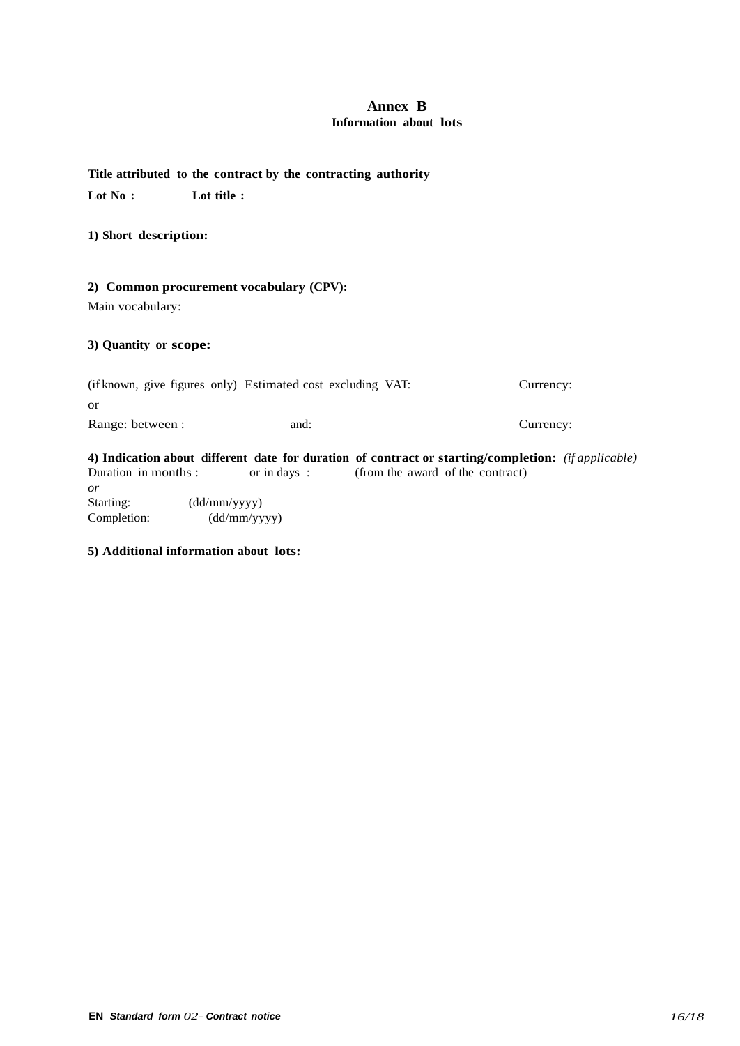# Annex B
## Information about lots

**Title attributed to the contract by the contracting authority**

**Lot No :** **Lot title :**

**1) Short description:**

**2) Common procurement vocabulary (CPV):**

Main vocabulary:

**3) Quantity or scope:**

(if known, give figures only) Estimated cost excluding VAT: Currency:

or

Range: between : and: Currency:

**4) Indication about different date for duration of contract or starting/completion:** *(if applicable)*

Duration in months : or in days : (from the award of the contract)

*or*

Starting: (dd/mm/yyyy)

Completion: (dd/mm/yyyy)

**5) Additional information about lots:**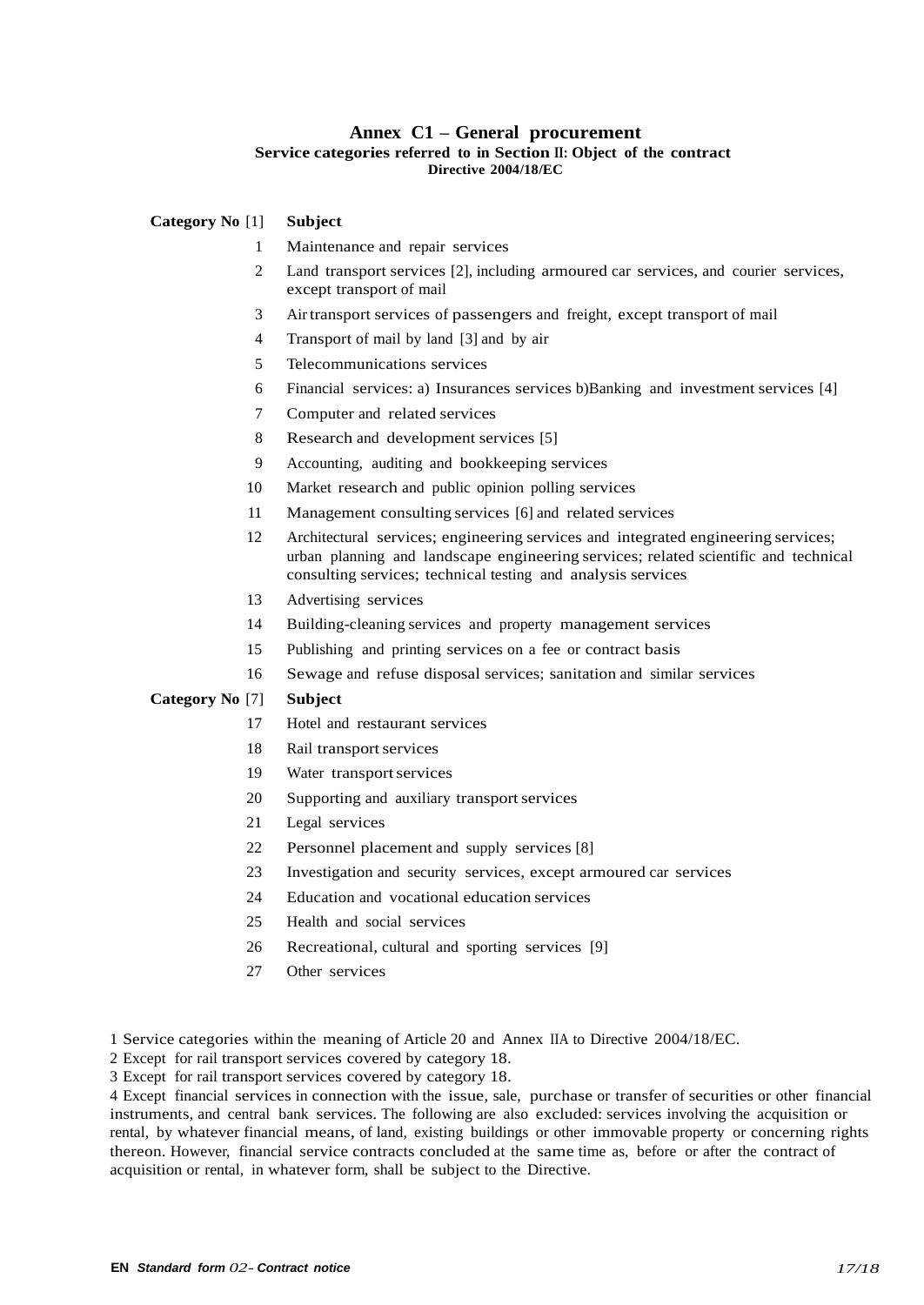# Annex C1 – General procurement

**Service categories referred to in Section II: Object of the contract**
**Directive 2004/18/EC**

| Category No [1] | Subject |
| --- | --- |
| 1 | Maintenance and repair services |
| 2 | Land transport services [2], including armoured car services, and courier services, except transport of mail |
| 3 | Air transport services of passengers and freight, except transport of mail |
| 4 | Transport of mail by land [3] and by air |
| 5 | Telecommunications services |
| 6 | Financial services: a) Insurances services b)Banking and investment services [4] |
| 7 | Computer and related services |
| 8 | Research and development services [5] |
| 9 | Accounting, auditing and bookkeeping services |
| 10 | Market research and public opinion polling services |
| 11 | Management consulting services [6] and related services |
| 12 | Architectural services; engineering services and integrated engineering services; urban planning and landscape engineering services; related scientific and technical consulting services; technical testing and analysis services |
| 13 | Advertising services |
| 14 | Building-cleaning services and property management services |
| 15 | Publishing and printing services on a fee or contract basis |
| 16 | Sewage and refuse disposal services; sanitation and similar services |

| Category No [7] | Subject |
| --- | --- |
| 17 | Hotel and restaurant services |
| 18 | Rail transport services |
| 19 | Water transport services |
| 20 | Supporting and auxiliary transport services |
| 21 | Legal services |
| 22 | Personnel placement and supply services [8] |
| 23 | Investigation and security services, except armoured car services |
| 24 | Education and vocational education services |
| 25 | Health and social services |
| 26 | Recreational, cultural and sporting services [9] |
| 27 | Other services |

1 Service categories within the meaning of Article 20 and Annex IIA to Directive 2004/18/EC.

2 Except for rail transport services covered by category 18.

3 Except for rail transport services covered by category 18.

4 Except financial services in connection with the issue, sale, purchase or transfer of securities or other financial instruments, and central bank services. The following are also excluded: services involving the acquisition or rental, by whatever financial means, of land, existing buildings or other immovable property or concerning rights thereon. However, financial service contracts concluded at the same time as, before or after the contract of acquisition or rental, in whatever form, shall be subject to the Directive.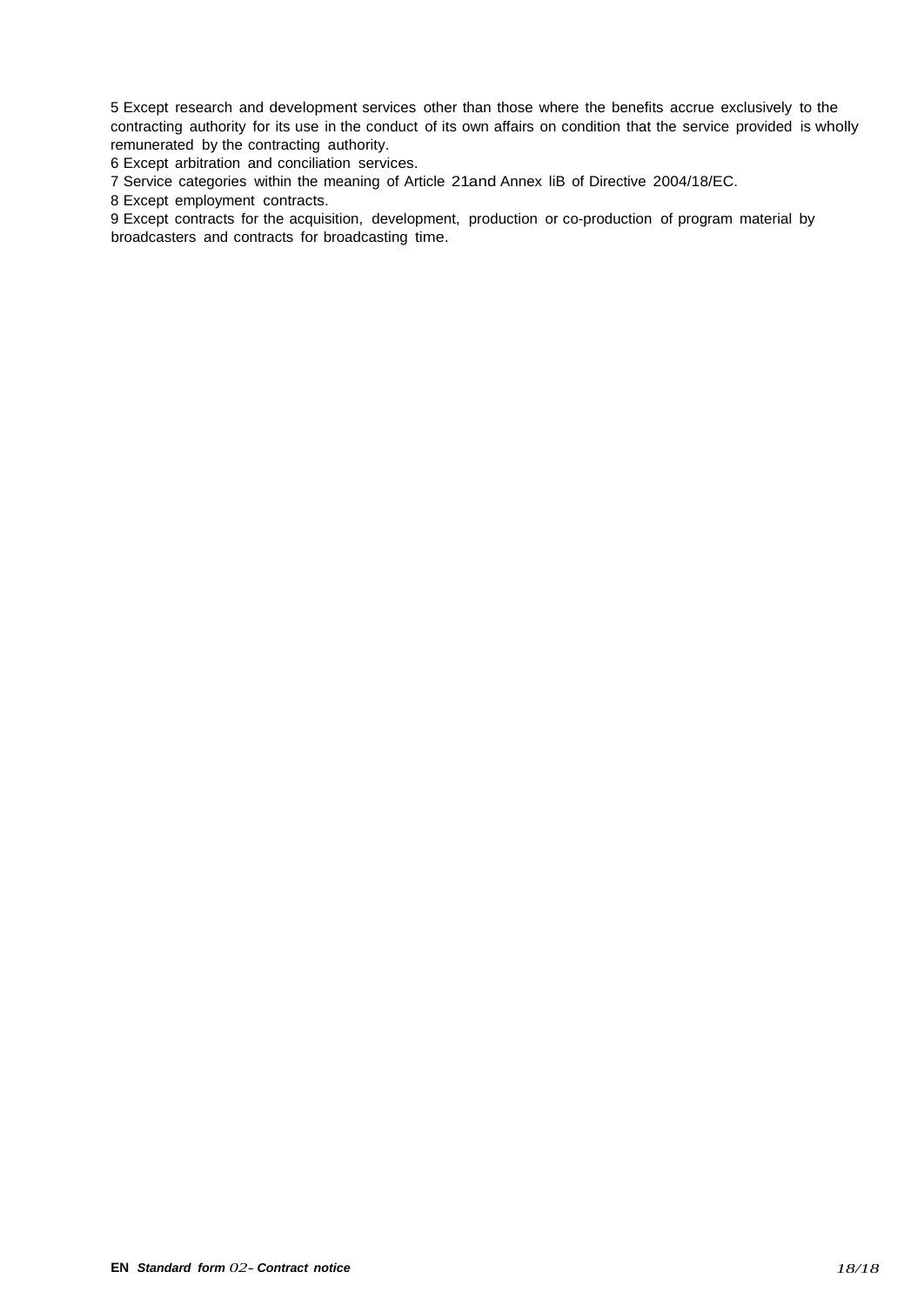5 Except research and development services other than those where the benefits accrue exclusively to the contracting authority for its use in the conduct of its own affairs on condition that the service provided is wholly remunerated by the contracting authority.

6 Except arbitration and conciliation services.

7 Service categories within the meaning of Article 21and Annex liB of Directive 2004/18/EC.

8 Except employment contracts.

9 Except contracts for the acquisition, development, production or co-production of program material by broadcasters and contracts for broadcasting time.